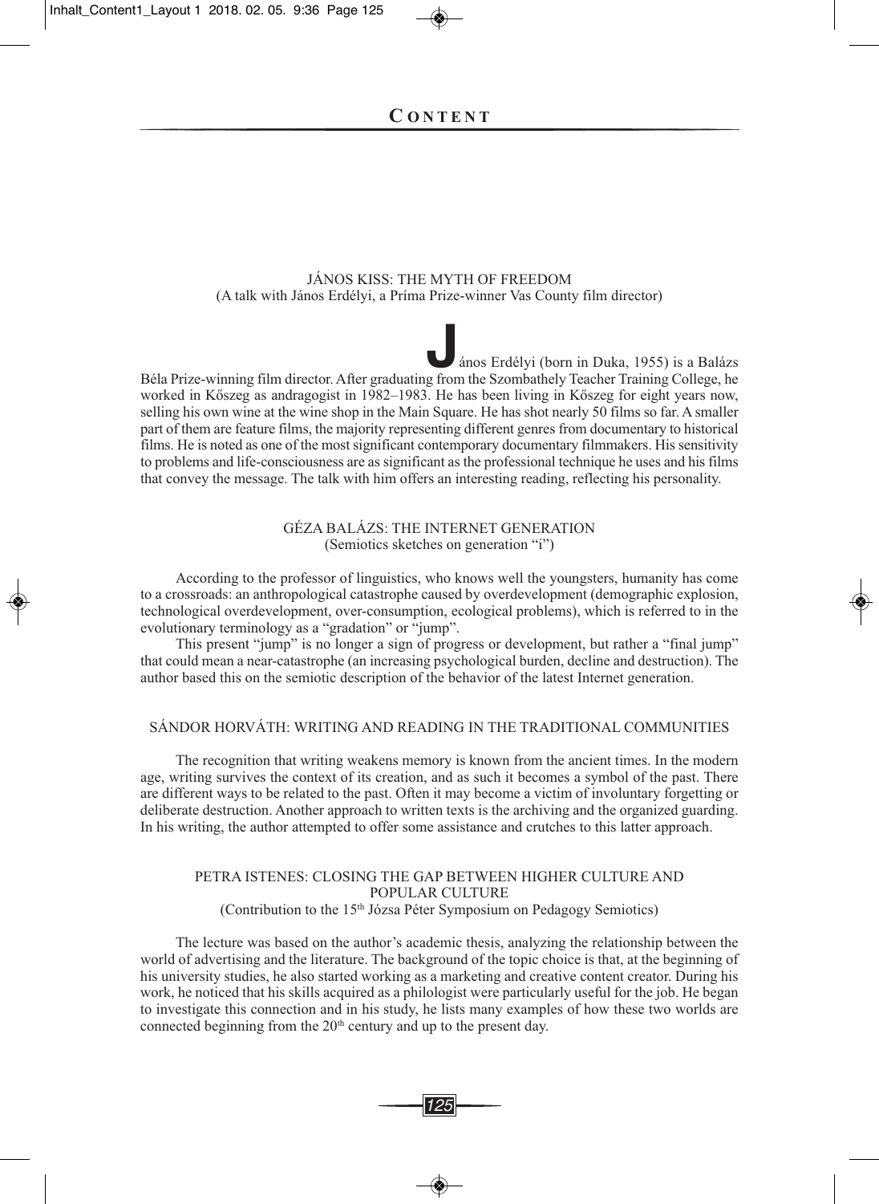# CONTENT

## JÁNOS KISS: THE MYTH OF FREEDOM

(A talk with János Erdélyi, a Príma Prize-winner Vas County film director)

János Erdélyi (born in Duka, 1955) is a Balázs Béla Prize-winning film director. After graduating from the Szombathely Teacher Training College, he worked in Kőszeg as andragogist in 1982–1983. He has been living in Kőszeg for eight years now, selling his own wine at the wine shop in the Main Square. He has shot nearly 50 films so far. A smaller part of them are feature films, the majority representing different genres from documentary to historical films. He is noted as one of the most significant contemporary documentary filmmakers. His sensitivity to problems and life-consciousness are as significant as the professional technique he uses and his films that convey the message. The talk with him offers an interesting reading, reflecting his personality.

## GÉZA BALÁZS: THE INTERNET GENERATION

(Semiotics sketches on generation "i")

According to the professor of linguistics, who knows well the youngsters, humanity has come to a crossroads: an anthropological catastrophe caused by overdevelopment (demographic explosion, technological overdevelopment, over-consumption, ecological problems), which is referred to in the evolutionary terminology as a "gradation" or "jump".

This present "jump" is no longer a sign of progress or development, but rather a "final jump" that could mean a near-catastrophe (an increasing psychological burden, decline and destruction). The author based this on the semiotic description of the behavior of the latest Internet generation.

## SÁNDOR HORVÁTH: WRITING AND READING IN THE TRADITIONAL COMMUNITIES

The recognition that writing weakens memory is known from the ancient times. In the modern age, writing survives the context of its creation, and as such it becomes a symbol of the past. There are different ways to be related to the past. Often it may become a victim of involuntary forgetting or deliberate destruction. Another approach to written texts is the archiving and the organized guarding. In his writing, the author attempted to offer some assistance and crutches to this latter approach.

## PETRA ISTENES: CLOSING THE GAP BETWEEN HIGHER CULTURE AND POPULAR CULTURE

(Contribution to the 15th Józsa Péter Symposium on Pedagogy Semiotics)

The lecture was based on the author's academic thesis, analyzing the relationship between the world of advertising and the literature. The background of the topic choice is that, at the beginning of his university studies, he also started working as a marketing and creative content creator. During his work, he noticed that his skills acquired as a philologist were particularly useful for the job. He began to investigate this connection and in his study, he lists many examples of how these two worlds are connected beginning from the 20th century and up to the present day.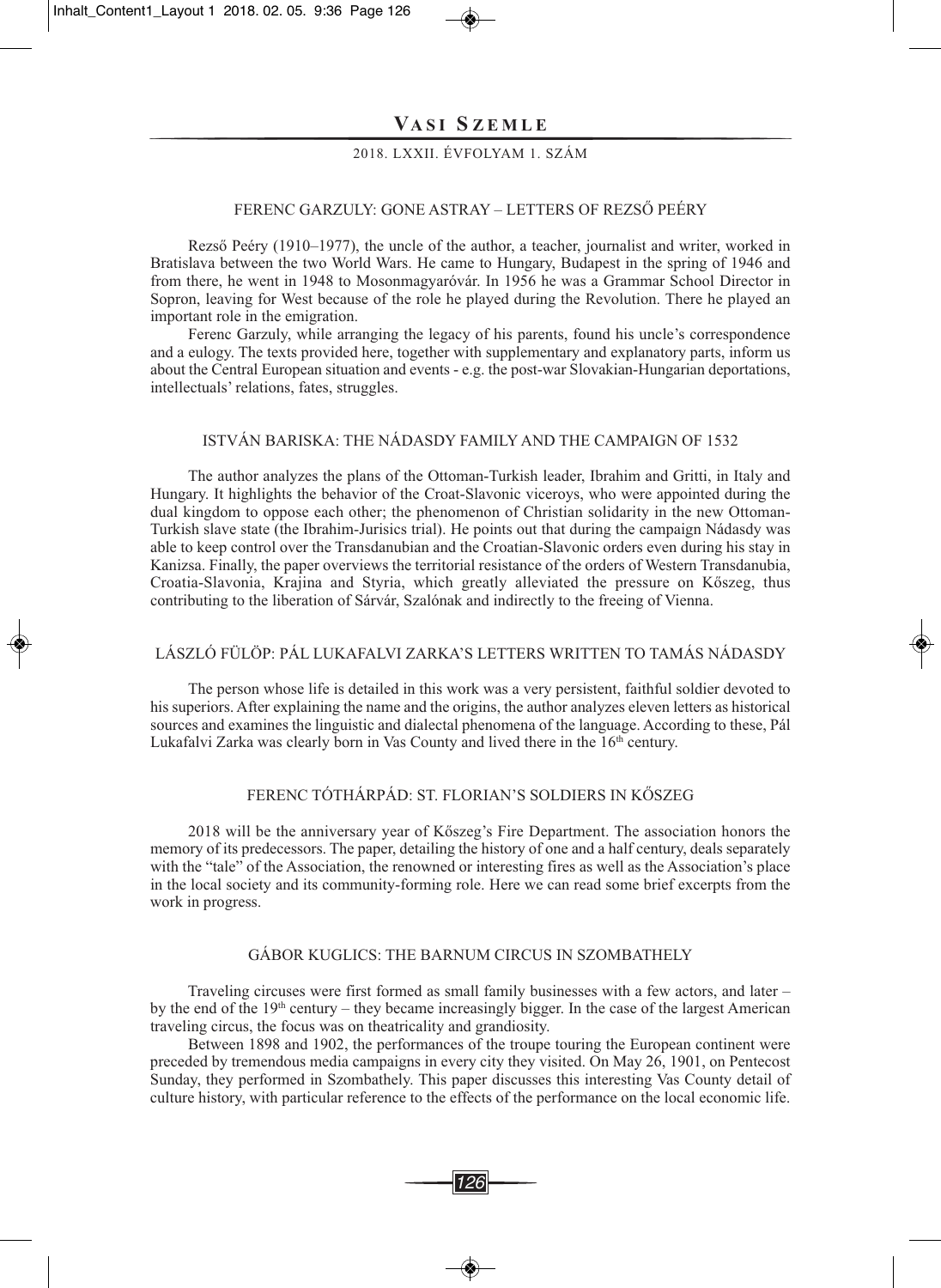# Vasi Szemle

2018. LXXII. ÉVFOLYAM 1. SZÁM

## FERENC GARZULY: GONE ASTRAY – LETTERS OF REZSŐ PEÉRY

Rezső Peéry (1910–1977), the uncle of the author, a teacher, journalist and writer, worked in Bratislava between the two World Wars. He came to Hungary, Budapest in the spring of 1946 and from there, he went in 1948 to Mosonmagyaróvár. In 1956 he was a Grammar School Director in Sopron, leaving for West because of the role he played during the Revolution. There he played an important role in the emigration.

Ferenc Garzuly, while arranging the legacy of his parents, found his uncle's correspondence and a eulogy. The texts provided here, together with supplementary and explanatory parts, inform us about the Central European situation and events - e.g. the post-war Slovakian-Hungarian deportations, intellectuals' relations, fates, struggles.

## ISTVÁN BARISKA: THE NÁDASDY FAMILY AND THE CAMPAIGN OF 1532

The author analyzes the plans of the Ottoman-Turkish leader, Ibrahim and Gritti, in Italy and Hungary. It highlights the behavior of the Croat-Slavonic viceroys, who were appointed during the dual kingdom to oppose each other; the phenomenon of Christian solidarity in the new Ottoman-Turkish slave state (the Ibrahim-Jurisics trial). He points out that during the campaign Nádasdy was able to keep control over the Transdanubian and the Croatian-Slavonic orders even during his stay in Kanizsa. Finally, the paper overviews the territorial resistance of the orders of Western Transdanubia, Croatia-Slavonia, Krajina and Styria, which greatly alleviated the pressure on Kőszeg, thus contributing to the liberation of Sárvár, Szalónak and indirectly to the freeing of Vienna.

## LÁSZLÓ FÜLÖP: PÁL LUKAFALVI ZARKA'S LETTERS WRITTEN TO TAMÁS NÁDASDY

The person whose life is detailed in this work was a very persistent, faithful soldier devoted to his superiors. After explaining the name and the origins, the author analyzes eleven letters as historical sources and examines the linguistic and dialectal phenomena of the language. According to these, Pál Lukafalvi Zarka was clearly born in Vas County and lived there in the 16th century.

## FERENC TÓTHÁRPÁD: ST. FLORIAN'S SOLDIERS IN KŐSZEG

2018 will be the anniversary year of Kőszeg's Fire Department. The association honors the memory of its predecessors. The paper, detailing the history of one and a half century, deals separately with the "tale" of the Association, the renowned or interesting fires as well as the Association's place in the local society and its community-forming role. Here we can read some brief excerpts from the work in progress.

## GÁBOR KUGLICS: THE BARNUM CIRCUS IN SZOMBATHELY

Traveling circuses were first formed as small family businesses with a few actors, and later – by the end of the 19th century – they became increasingly bigger. In the case of the largest American traveling circus, the focus was on theatricality and grandiosity.

Between 1898 and 1902, the performances of the troupe touring the European continent were preceded by tremendous media campaigns in every city they visited. On May 26, 1901, on Pentecost Sunday, they performed in Szombathely. This paper discusses this interesting Vas County detail of culture history, with particular reference to the effects of the performance on the local economic life.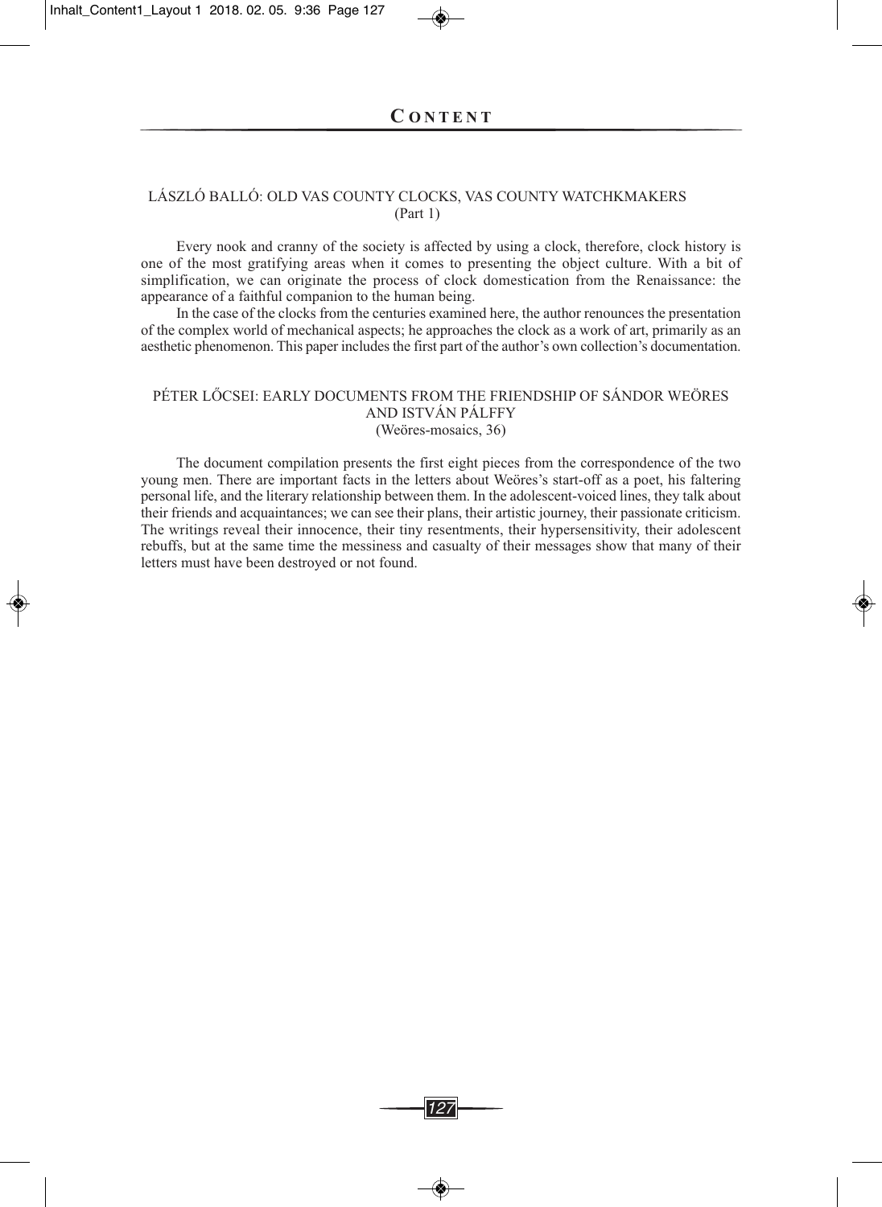# CONTENT

## LÁSZLÓ BALLÓ: OLD VAS COUNTY CLOCKS, VAS COUNTY WATCHKMAKERS
(Part 1)

Every nook and cranny of the society is affected by using a clock, therefore, clock history is one of the most gratifying areas when it comes to presenting the object culture. With a bit of simplification, we can originate the process of clock domestication from the Renaissance: the appearance of a faithful companion to the human being.

In the case of the clocks from the centuries examined here, the author renounces the presentation of the complex world of mechanical aspects; he approaches the clock as a work of art, primarily as an aesthetic phenomenon. This paper includes the first part of the author's own collection's documentation.

## PÉTER LŐCSEI: EARLY DOCUMENTS FROM THE FRIENDSHIP OF SÁNDOR WEÖRES AND ISTVÁN PÁLFFY
(Weöres-mosaics, 36)

The document compilation presents the first eight pieces from the correspondence of the two young men. There are important facts in the letters about Weöres's start-off as a poet, his faltering personal life, and the literary relationship between them. In the adolescent-voiced lines, they talk about their friends and acquaintances; we can see their plans, their artistic journey, their passionate criticism. The writings reveal their innocence, their tiny resentments, their hypersensitivity, their adolescent rebuffs, but at the same time the messiness and casualty of their messages show that many of their letters must have been destroyed or not found.